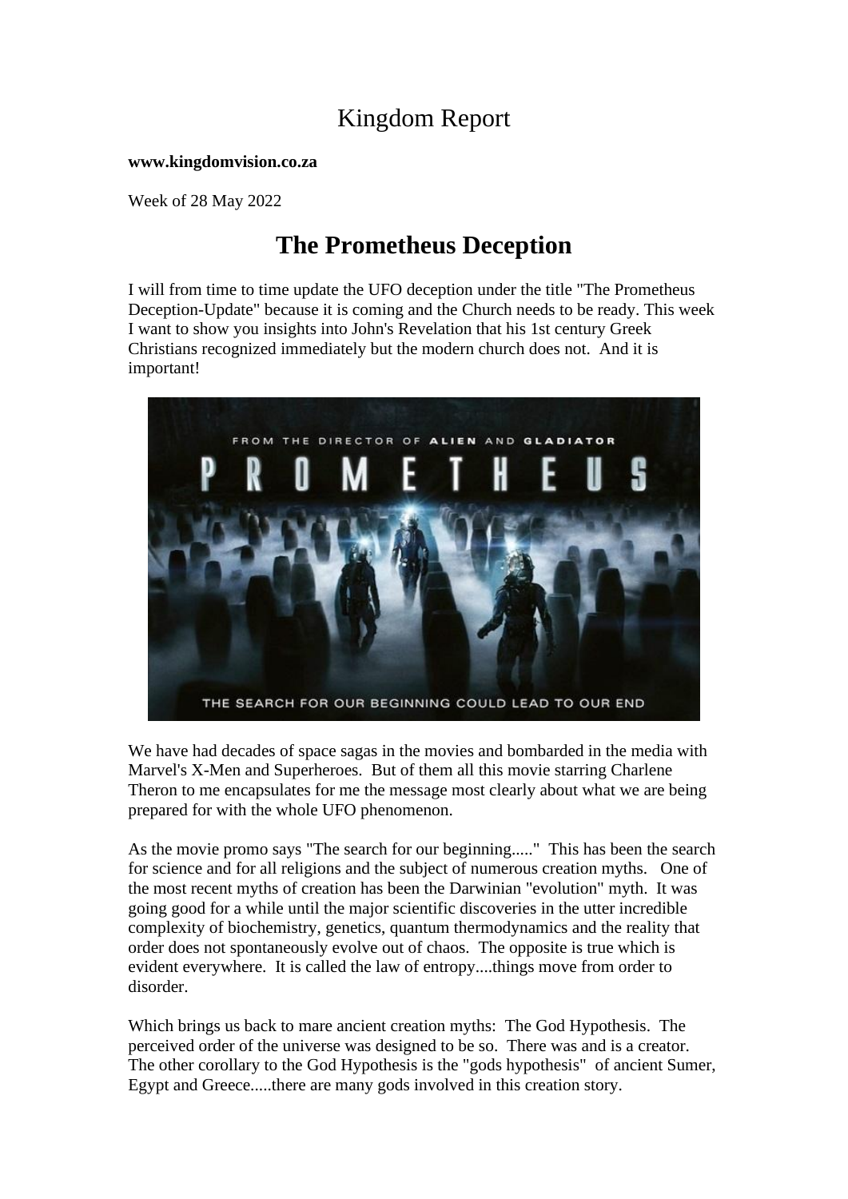# Kingdom Report

**www.kingdomvision.co.za**

Week of 28 May 2022

## The Prometheus Deception

I will from time to time update the UFO deception under the title "The Prometheus Deception-Update" because it is coming and the Church needs to be ready. This week I want to show you insights into John's Revelation that his 1st century Greek Christians recognized immediately but the modern church does not. And it is important!

We have had decades of space sagas in the movies and bombarded in the media with Marvel's X-Men and Superheroes. But of them all this movie starring Charlene Theron to me encapsulates for me the message most clearly about what we are being prepared for with the whole UFO phenomenon.

As the movie promo says "The search for our beginning....." This has been the search for science and for all religions and the subject of numerous creation myths. One of the most recent myths of creation has been the Darwinian "evolution" myth. It was going good for a while until the major scientific discoveries in the utter incredible complexity of biochemistry, genetics, quantum thermodynamics and the reality that order does not spontaneously evolve out of chaos. The opposite is true which is evident everywhere. It is called the law of entropy....things move from order to disorder.

Which brings us back to mare ancient creation myths: The God Hypothesis. The perceived order of the universe was designed to be so. There was and is a creator. The other corollary to the God Hypothesis is the "gods hypothesis" of ancient Sumer, Egypt and Greece.....there are many gods involved in this creation story.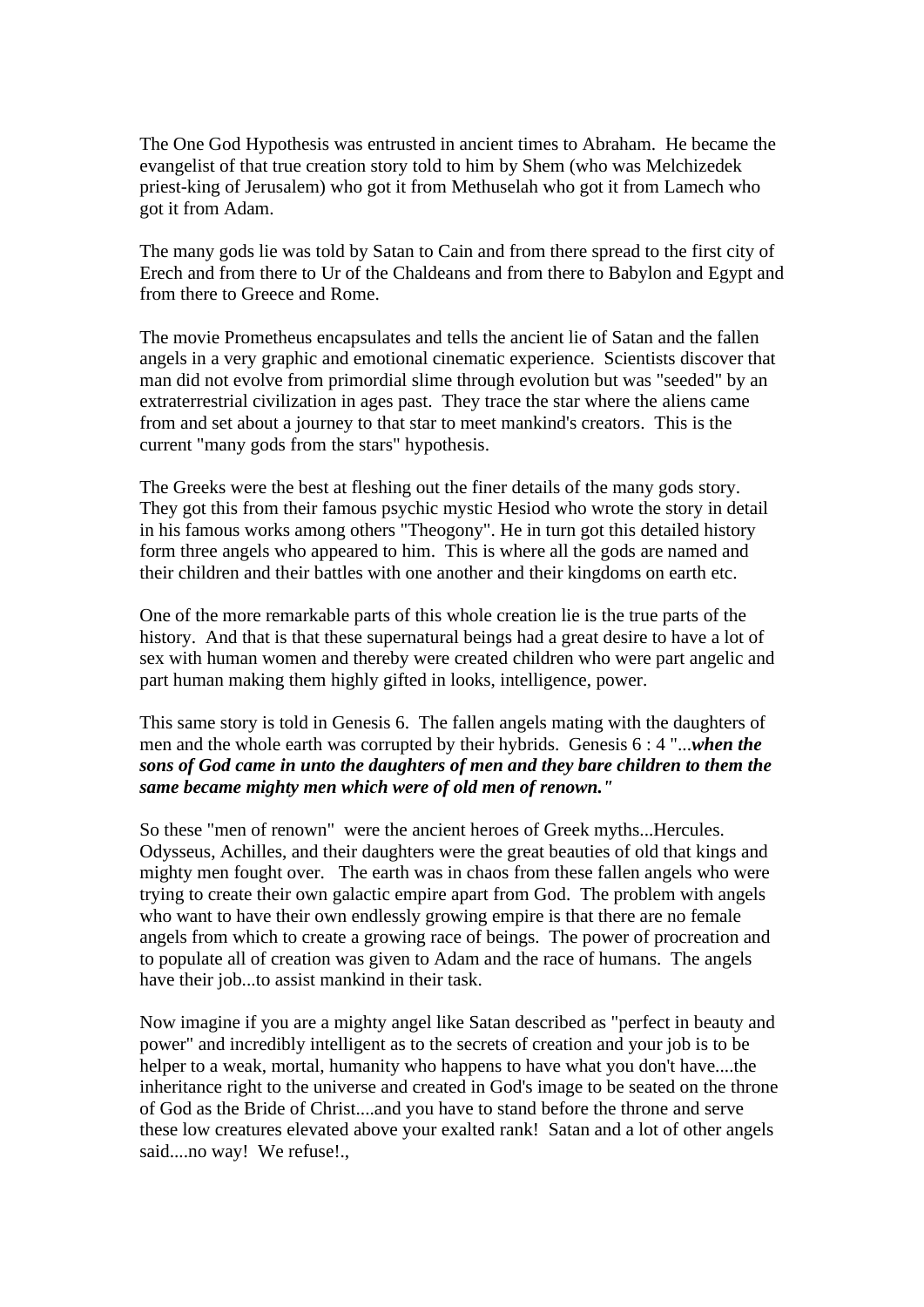The One God Hypothesis was entrusted in ancient times to Abraham. He became the evangelist of that true creation story told to him by Shem (who was Melchizedek priest-king of Jerusalem) who got it from Methuselah who got it from Lamech who got it from Adam.

The many gods lie was told by Satan to Cain and from there spread to the first city of Erech and from there to Ur of the Chaldeans and from there to Babylon and Egypt and from there to Greece and Rome.

The movie Prometheus encapsulates and tells the ancient lie of Satan and the fallen angels in a very graphic and emotional cinematic experience. Scientists discover that man did not evolve from primordial slime through evolution but was "seeded" by an extraterrestrial civilization in ages past. They trace the star where the aliens came from and set about a journey to that star to meet mankind's creators. This is the current "many gods from the stars" hypothesis.

The Greeks were the best at fleshing out the finer details of the many gods story. They got this from their famous psychic mystic Hesiod who wrote the story in detail in his famous works among others "Theogony". He in turn got this detailed history form three angels who appeared to him. This is where all the gods are named and their children and their battles with one another and their kingdoms on earth etc.

One of the more remarkable parts of this whole creation lie is the true parts of the history. And that is that these supernatural beings had a great desire to have a lot of sex with human women and thereby were created children who were part angelic and part human making them highly gifted in looks, intelligence, power.

This same story is told in Genesis 6. The fallen angels mating with the daughters of men and the whole earth was corrupted by their hybrids. Genesis 6 : 4 "...***when the sons of God came in unto the daughters of men and they bare children to them the same became mighty men which were of old men of renown."***

So these "men of renown" were the ancient heroes of Greek myths...Hercules. Odysseus, Achilles, and their daughters were the great beauties of old that kings and mighty men fought over. The earth was in chaos from these fallen angels who were trying to create their own galactic empire apart from God. The problem with angels who want to have their own endlessly growing empire is that there are no female angels from which to create a growing race of beings. The power of procreation and to populate all of creation was given to Adam and the race of humans. The angels have their job...to assist mankind in their task.

Now imagine if you are a mighty angel like Satan described as "perfect in beauty and power" and incredibly intelligent as to the secrets of creation and your job is to be helper to a weak, mortal, humanity who happens to have what you don't have....the inheritance right to the universe and created in God's image to be seated on the throne of God as the Bride of Christ....and you have to stand before the throne and serve these low creatures elevated above your exalted rank! Satan and a lot of other angels said....no way! We refuse!.,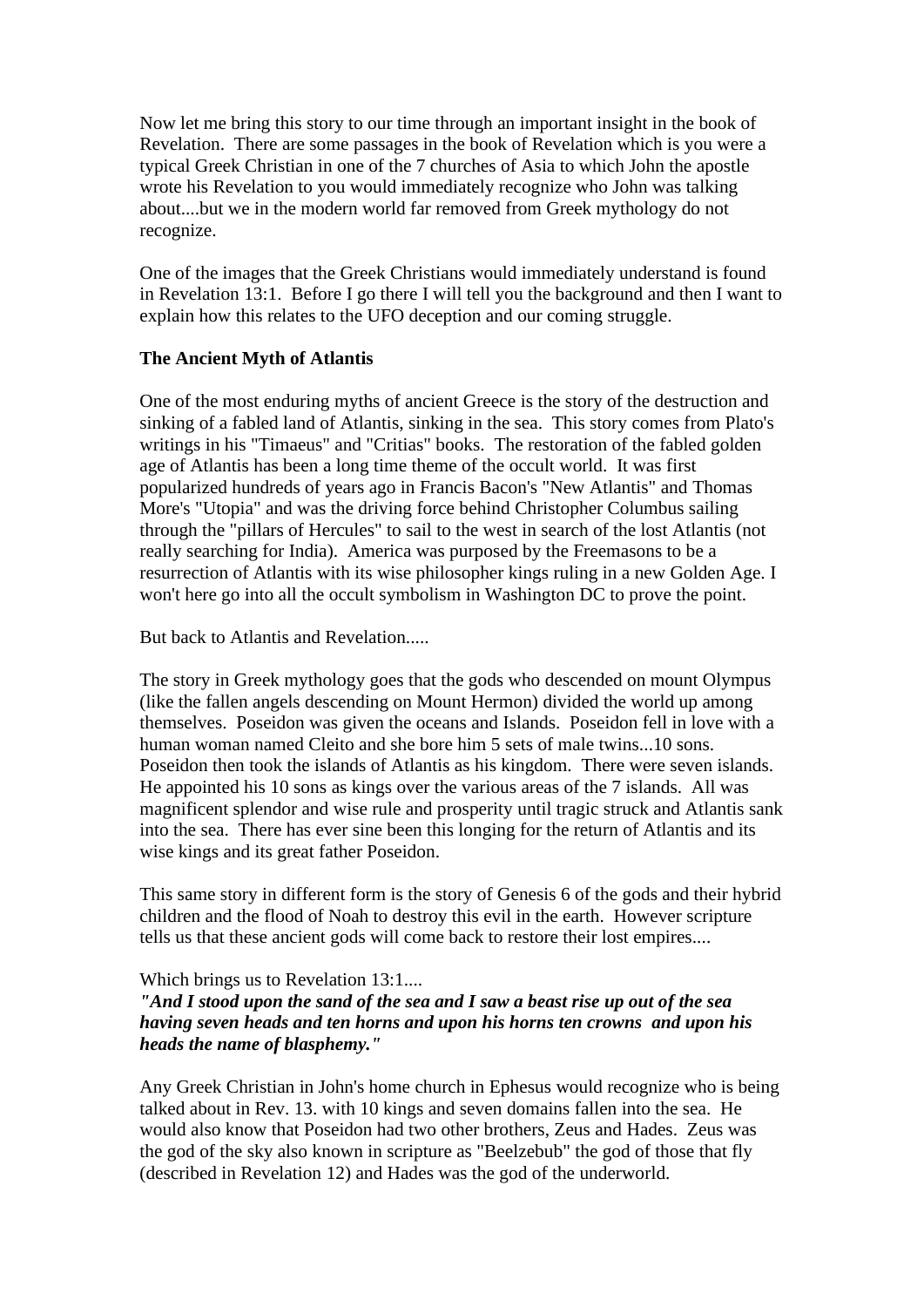Now let me bring this story to our time through an important insight in the book of Revelation. There are some passages in the book of Revelation which is you were a typical Greek Christian in one of the 7 churches of Asia to which John the apostle wrote his Revelation to you would immediately recognize who John was talking about....but we in the modern world far removed from Greek mythology do not recognize.

One of the images that the Greek Christians would immediately understand is found in Revelation 13:1. Before I go there I will tell you the background and then I want to explain how this relates to the UFO deception and our coming struggle.

**The Ancient Myth of Atlantis**

One of the most enduring myths of ancient Greece is the story of the destruction and sinking of a fabled land of Atlantis, sinking in the sea. This story comes from Plato's writings in his "Timaeus" and "Critias" books. The restoration of the fabled golden age of Atlantis has been a long time theme of the occult world. It was first popularized hundreds of years ago in Francis Bacon's "New Atlantis" and Thomas More's "Utopia" and was the driving force behind Christopher Columbus sailing through the "pillars of Hercules" to sail to the west in search of the lost Atlantis (not really searching for India). America was purposed by the Freemasons to be a resurrection of Atlantis with its wise philosopher kings ruling in a new Golden Age. I won't here go into all the occult symbolism in Washington DC to prove the point.

But back to Atlantis and Revelation.....

The story in Greek mythology goes that the gods who descended on mount Olympus (like the fallen angels descending on Mount Hermon) divided the world up among themselves. Poseidon was given the oceans and Islands. Poseidon fell in love with a human woman named Cleito and she bore him 5 sets of male twins...10 sons. Poseidon then took the islands of Atlantis as his kingdom. There were seven islands. He appointed his 10 sons as kings over the various areas of the 7 islands. All was magnificent splendor and wise rule and prosperity until tragic struck and Atlantis sank into the sea. There has ever sine been this longing for the return of Atlantis and its wise kings and its great father Poseidon.

This same story in different form is the story of Genesis 6 of the gods and their hybrid children and the flood of Noah to destroy this evil in the earth. However scripture tells us that these ancient gods will come back to restore their lost empires....

Which brings us to Revelation 13:1....
***"And I stood upon the sand of the sea and I saw a beast rise up out of the sea having seven heads and ten horns and upon his horns ten crowns and upon his heads the name of blasphemy."***

Any Greek Christian in John's home church in Ephesus would recognize who is being talked about in Rev. 13. with 10 kings and seven domains fallen into the sea. He would also know that Poseidon had two other brothers, Zeus and Hades. Zeus was the god of the sky also known in scripture as "Beelzebub" the god of those that fly (described in Revelation 12) and Hades was the god of the underworld.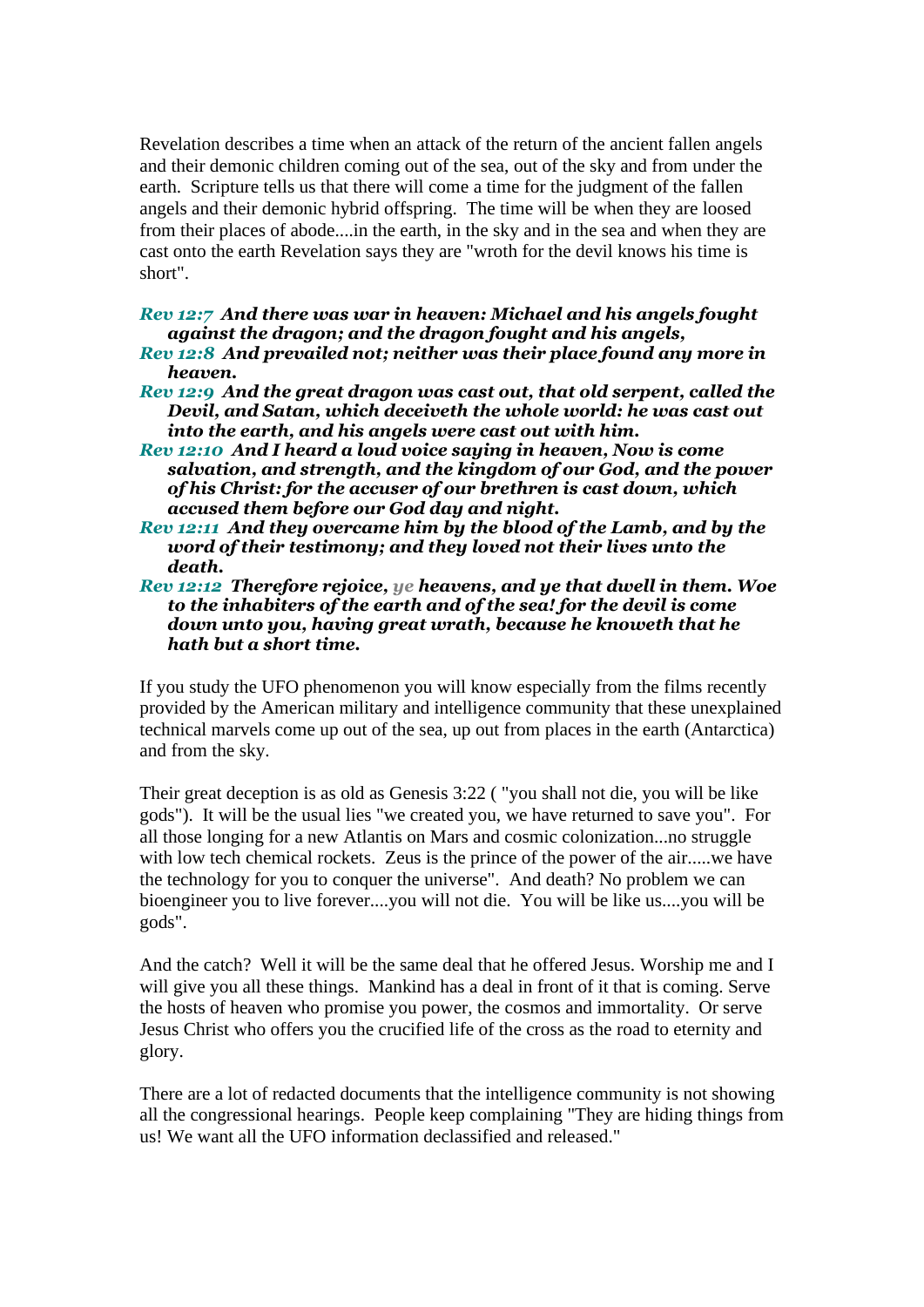Revelation describes a time when an attack of the return of the ancient fallen angels and their demonic children coming out of the sea, out of the sky and from under the earth. Scripture tells us that there will come a time for the judgment of the fallen angels and their demonic hybrid offspring. The time will be when they are loosed from their places of abode....in the earth, in the sky and in the sea and when they are cast onto the earth Revelation says they are "wroth for the devil knows his time is short".

***Rev 12:7*** ***And there was war in heaven: Michael and his angels fought against the dragon; and the dragon fought and his angels,***
***Rev 12:8*** ***And prevailed not; neither was their place found any more in heaven.***
***Rev 12:9*** ***And the great dragon was cast out, that old serpent, called the Devil, and Satan, which deceiveth the whole world: he was cast out into the earth, and his angels were cast out with him.***
***Rev 12:10*** ***And I heard a loud voice saying in heaven, Now is come salvation, and strength, and the kingdom of our God, and the power of his Christ: for the accuser of our brethren is cast down, which accused them before our God day and night.***
***Rev 12:11*** ***And they overcame him by the blood of the Lamb, and by the word of their testimony; and they loved not their lives unto the death.***
***Rev 12:12*** ***Therefore rejoice, ye heavens, and ye that dwell in them. Woe to the inhabiters of the earth and of the sea! for the devil is come down unto you, having great wrath, because he knoweth that he hath but a short time.***

If you study the UFO phenomenon you will know especially from the films recently provided by the American military and intelligence community that these unexplained technical marvels come up out of the sea, up out from places in the earth (Antarctica) and from the sky.

Their great deception is as old as Genesis 3:22 ( "you shall not die, you will be like gods"). It will be the usual lies "we created you, we have returned to save you". For all those longing for a new Atlantis on Mars and cosmic colonization...no struggle with low tech chemical rockets. Zeus is the prince of the power of the air.....we have the technology for you to conquer the universe". And death? No problem we can bioengineer you to live forever....you will not die. You will be like us....you will be gods".

And the catch? Well it will be the same deal that he offered Jesus. Worship me and I will give you all these things. Mankind has a deal in front of it that is coming. Serve the hosts of heaven who promise you power, the cosmos and immortality. Or serve Jesus Christ who offers you the crucified life of the cross as the road to eternity and glory.

There are a lot of redacted documents that the intelligence community is not showing all the congressional hearings. People keep complaining "They are hiding things from us! We want all the UFO information declassified and released."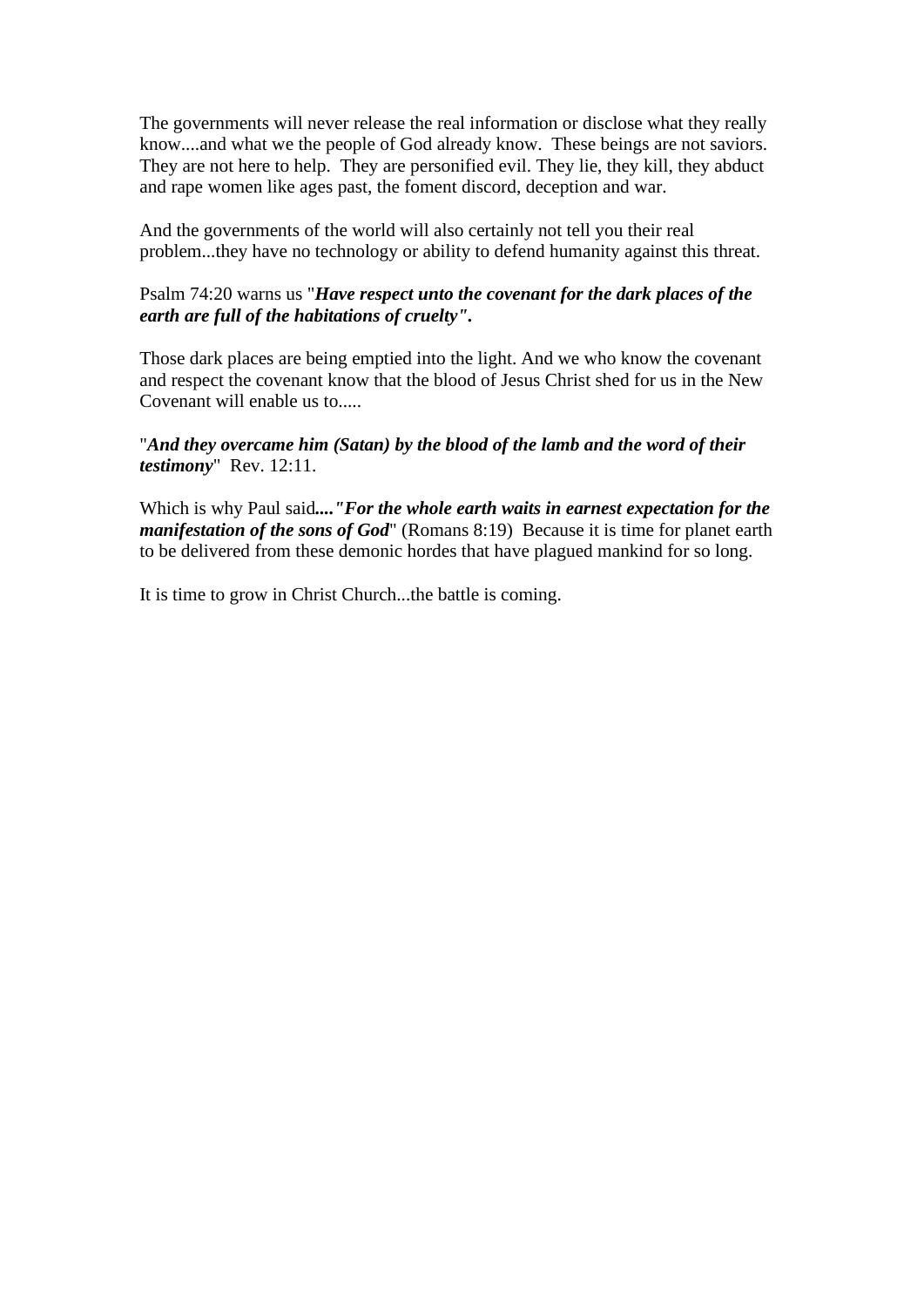The governments will never release the real information or disclose what they really know....and what we the people of God already know.  These beings are not saviors.  They are not here to help.  They are personified evil. They lie, they kill, they abduct and rape women like ages past, the foment discord, deception and war.

And the governments of the world will also certainly not tell you their real problem...they have no technology or ability to defend humanity against this threat.

Psalm 74:20 warns us "***Have respect unto the covenant for the dark places of the earth are full of the habitations of cruelty".***

Those dark places are being emptied into the light. And we who know the covenant and respect the covenant know that the blood of Jesus Christ shed for us in the New Covenant will enable us to.....

"***And they overcame him (Satan) by the blood of the lamb and the word of their testimony***"  Rev. 12:11.

Which is why Paul said***...."For the whole earth waits in earnest expectation for the manifestation of the sons of God***" (Romans 8:19)  Because it is time for planet earth to be delivered from these demonic hordes that have plagued mankind for so long.

It is time to grow in Christ Church...the battle is coming.